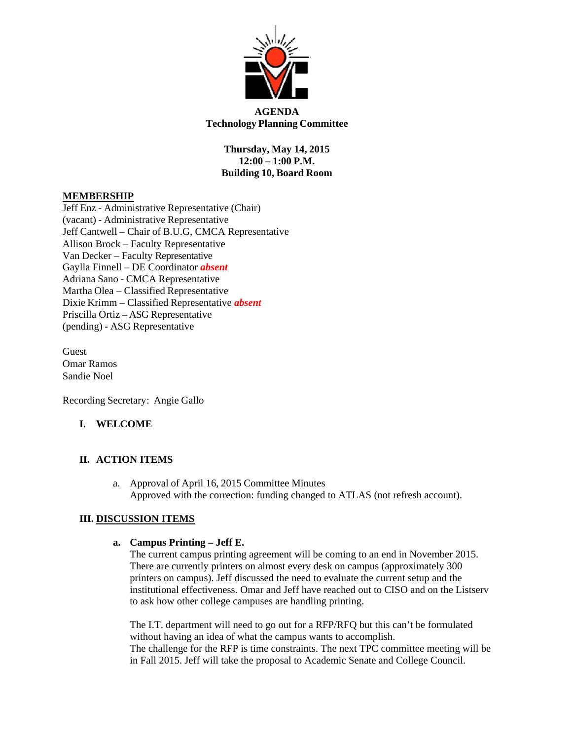**AGENDA**
**Technology Planning Committee**

**Thursday, May 14, 2015**
**12:00 – 1:00 P.M.**
**Building 10, Board Room**

**MEMBERSHIP**

Jeff Enz - Administrative Representative (Chair)
(vacant) - Administrative Representative
Jeff Cantwell – Chair of B.U.G, CMCA Representative
Allison Brock – Faculty Representative
Van Decker – Faculty Representative
Gaylla Finnell – DE Coordinator ***absent***
Adriana Sano - CMCA Representative
Martha Olea – Classified Representative
Dixie Krimm – Classified Representative ***absent***
Priscilla Ortiz – ASG Representative
(pending) - ASG Representative

Guest
Omar Ramos
Sandie Noel

Recording Secretary: Angie Gallo

## I. WELCOME

## II. ACTION ITEMS

a. Approval of April 16, 2015 Committee Minutes
Approved with the correction: funding changed to ATLAS (not refresh account).

## III. DISCUSSION ITEMS

**a. Campus Printing – Jeff E.**

The current campus printing agreement will be coming to an end in November 2015. There are currently printers on almost every desk on campus (approximately 300 printers on campus). Jeff discussed the need to evaluate the current setup and the institutional effectiveness. Omar and Jeff have reached out to CISO and on the Listserv to ask how other college campuses are handling printing.

The I.T. department will need to go out for a RFP/RFQ but this can't be formulated without having an idea of what the campus wants to accomplish.
The challenge for the RFP is time constraints. The next TPC committee meeting will be in Fall 2015. Jeff will take the proposal to Academic Senate and College Council.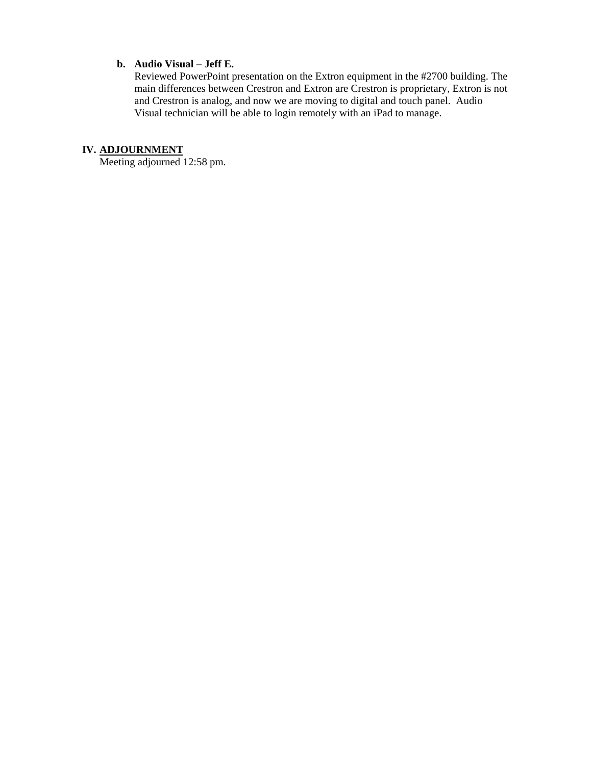**b. Audio Visual – Jeff E.**

Reviewed PowerPoint presentation on the Extron equipment in the #2700 building. The main differences between Crestron and Extron are Crestron is proprietary, Extron is not and Crestron is analog, and now we are moving to digital and touch panel. Audio Visual technician will be able to login remotely with an iPad to manage.

## IV. **ADJOURNMENT**

Meeting adjourned 12:58 pm.